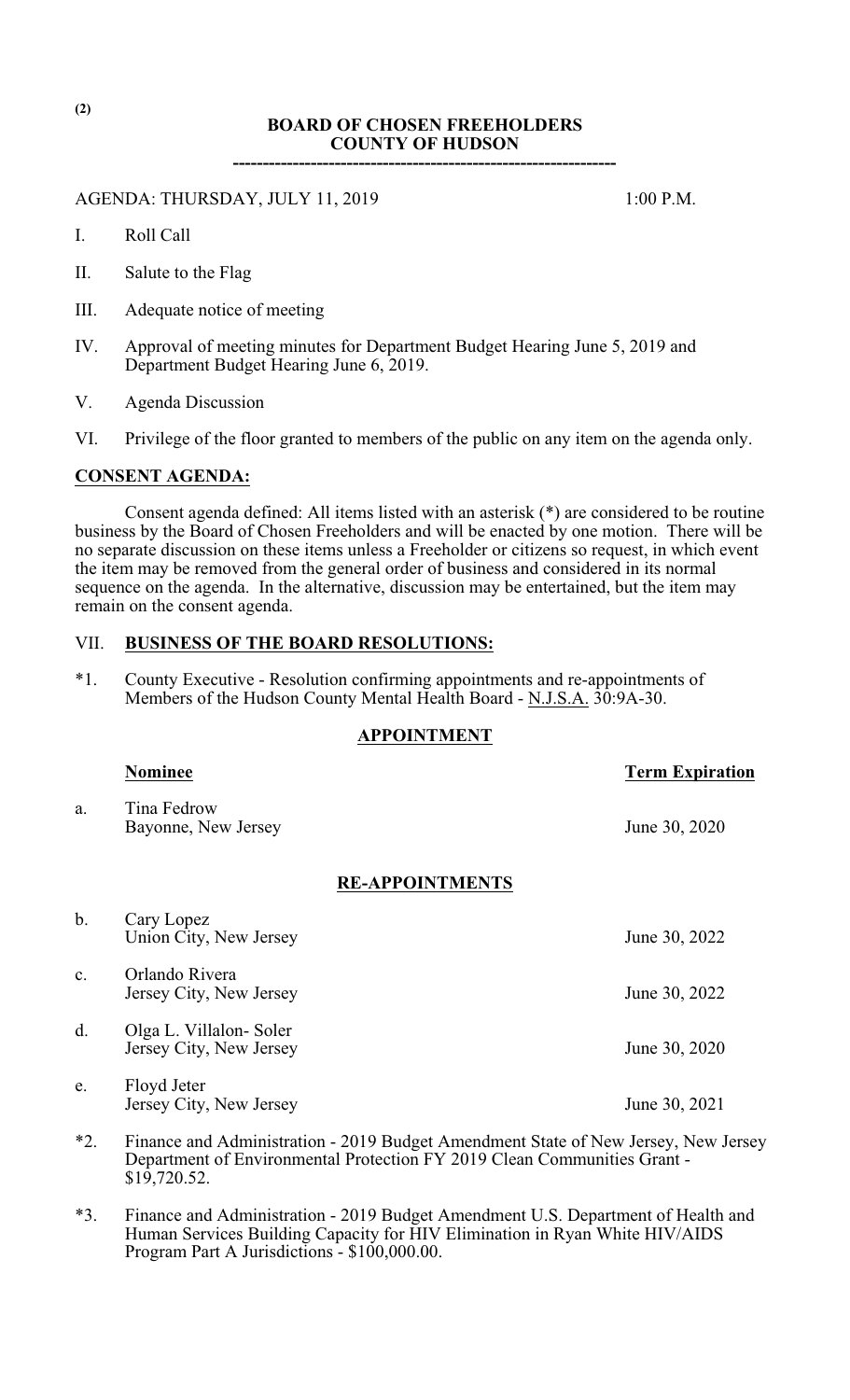(2)

# BOARD OF CHOSEN FREEHOLDERS
## COUNTY OF HUDSON

---

AGENDA: THURSDAY, JULY 11, 2019 1:00 P.M.

I. Roll Call

II. Salute to the Flag

III. Adequate notice of meeting

IV. Approval of meeting minutes for Department Budget Hearing June 5, 2019 and Department Budget Hearing June 6, 2019.

V. Agenda Discussion

VI. Privilege of the floor granted to members of the public on any item on the agenda only.

**CONSENT AGENDA:**

Consent agenda defined: All items listed with an asterisk (*) are considered to be routine business by the Board of Chosen Freeholders and will be enacted by one motion. There will be no separate discussion on these items unless a Freeholder or citizens so request, in which event the item may be removed from the general order of business and considered in its normal sequence on the agenda. In the alternative, discussion may be entertained, but the item may remain on the consent agenda.

VII. **BUSINESS OF THE BOARD RESOLUTIONS:**

*1. County Executive - Resolution confirming appointments and re-appointments of Members of the Hudson County Mental Health Board - N.J.S.A. 30:9A-30.

**APPOINTMENT**

| | Nominee | Term Expiration |
|---|---|---|
| a. | Tina Fedrow<br>Bayonne, New Jersey | June 30, 2020 |

**RE-APPOINTMENTS**

| | Nominee | Term Expiration |
|---|---|---|
| b. | Cary Lopez<br>Union City, New Jersey | June 30, 2022 |
| c. | Orlando Rivera<br>Jersey City, New Jersey | June 30, 2022 |
| d. | Olga L. Villalon- Soler<br>Jersey City, New Jersey | June 30, 2020 |
| e. | Floyd Jeter<br>Jersey City, New Jersey | June 30, 2021 |

*2. Finance and Administration - 2019 Budget Amendment State of New Jersey, New Jersey Department of Environmental Protection FY 2019 Clean Communities Grant - $19,720.52.

*3. Finance and Administration - 2019 Budget Amendment U.S. Department of Health and Human Services Building Capacity for HIV Elimination in Ryan White HIV/AIDS Program Part A Jurisdictions - $100,000.00.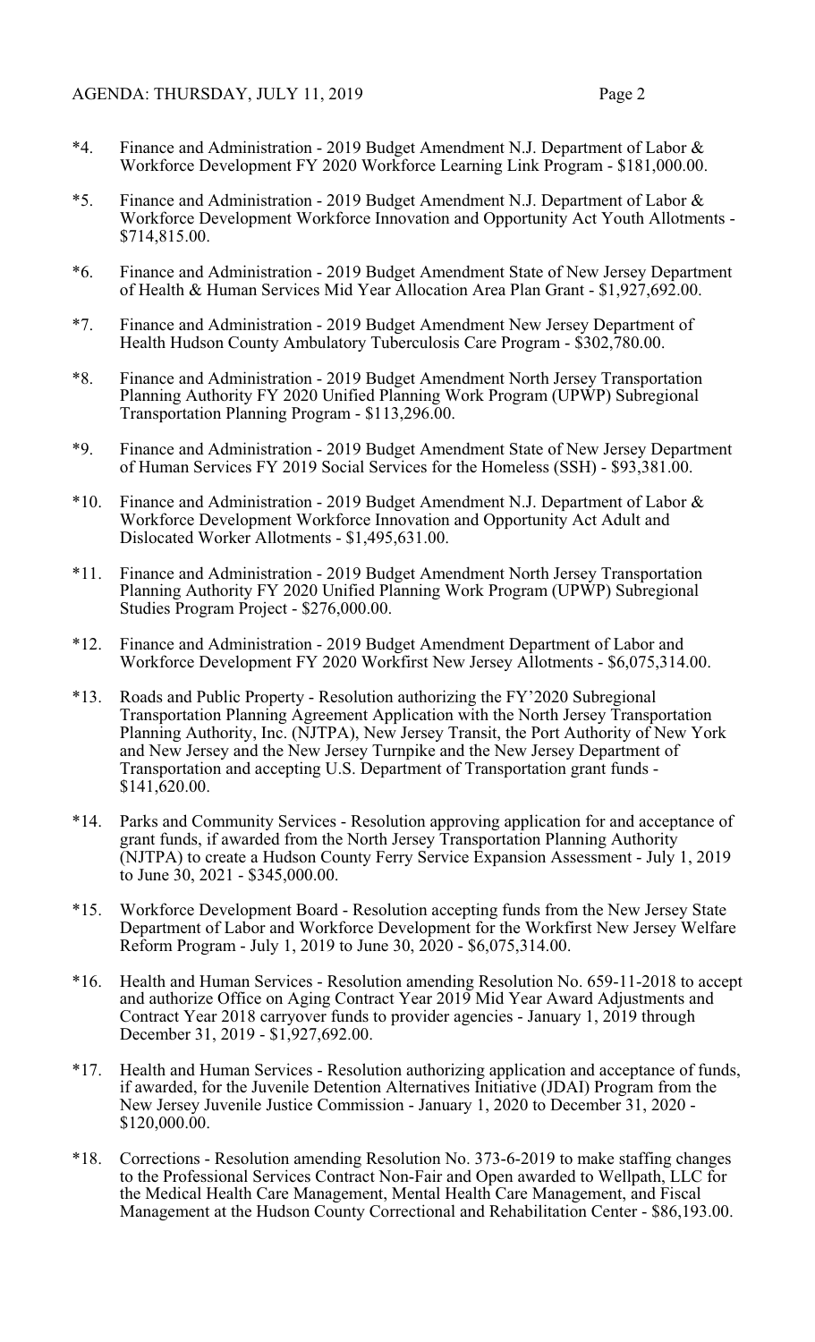*4. Finance and Administration - 2019 Budget Amendment N.J. Department of Labor & Workforce Development FY 2020 Workforce Learning Link Program - $181,000.00.

*5. Finance and Administration - 2019 Budget Amendment N.J. Department of Labor & Workforce Development Workforce Innovation and Opportunity Act Youth Allotments - $714,815.00.

*6. Finance and Administration - 2019 Budget Amendment State of New Jersey Department of Health & Human Services Mid Year Allocation Area Plan Grant - $1,927,692.00.

*7. Finance and Administration - 2019 Budget Amendment New Jersey Department of Health Hudson County Ambulatory Tuberculosis Care Program - $302,780.00.

*8. Finance and Administration - 2019 Budget Amendment North Jersey Transportation Planning Authority FY 2020 Unified Planning Work Program (UPWP) Subregional Transportation Planning Program - $113,296.00.

*9. Finance and Administration - 2019 Budget Amendment State of New Jersey Department of Human Services FY 2019 Social Services for the Homeless (SSH) - $93,381.00.

*10. Finance and Administration - 2019 Budget Amendment N.J. Department of Labor & Workforce Development Workforce Innovation and Opportunity Act Adult and Dislocated Worker Allotments - $1,495,631.00.

*11. Finance and Administration - 2019 Budget Amendment North Jersey Transportation Planning Authority FY 2020 Unified Planning Work Program (UPWP) Subregional Studies Program Project - $276,000.00.

*12. Finance and Administration - 2019 Budget Amendment Department of Labor and Workforce Development FY 2020 Workfirst New Jersey Allotments - $6,075,314.00.

*13. Roads and Public Property - Resolution authorizing the FY'2020 Subregional Transportation Planning Agreement Application with the North Jersey Transportation Planning Authority, Inc. (NJTPA), New Jersey Transit, the Port Authority of New York and New Jersey and the New Jersey Turnpike and the New Jersey Department of Transportation and accepting U.S. Department of Transportation grant funds - $141,620.00.

*14. Parks and Community Services - Resolution approving application for and acceptance of grant funds, if awarded from the North Jersey Transportation Planning Authority (NJTPA) to create a Hudson County Ferry Service Expansion Assessment - July 1, 2019 to June 30, 2021 - $345,000.00.

*15. Workforce Development Board - Resolution accepting funds from the New Jersey State Department of Labor and Workforce Development for the Workfirst New Jersey Welfare Reform Program - July 1, 2019 to June 30, 2020 - $6,075,314.00.

*16. Health and Human Services - Resolution amending Resolution No. 659-11-2018 to accept and authorize Office on Aging Contract Year 2019 Mid Year Award Adjustments and Contract Year 2018 carryover funds to provider agencies - January 1, 2019 through December 31, 2019 - $1,927,692.00.

*17. Health and Human Services - Resolution authorizing application and acceptance of funds, if awarded, for the Juvenile Detention Alternatives Initiative (JDAI) Program from the New Jersey Juvenile Justice Commission - January 1, 2020 to December 31, 2020 - $120,000.00.

*18. Corrections - Resolution amending Resolution No. 373-6-2019 to make staffing changes to the Professional Services Contract Non-Fair and Open awarded to Wellpath, LLC for the Medical Health Care Management, Mental Health Care Management, and Fiscal Management at the Hudson County Correctional and Rehabilitation Center - $86,193.00.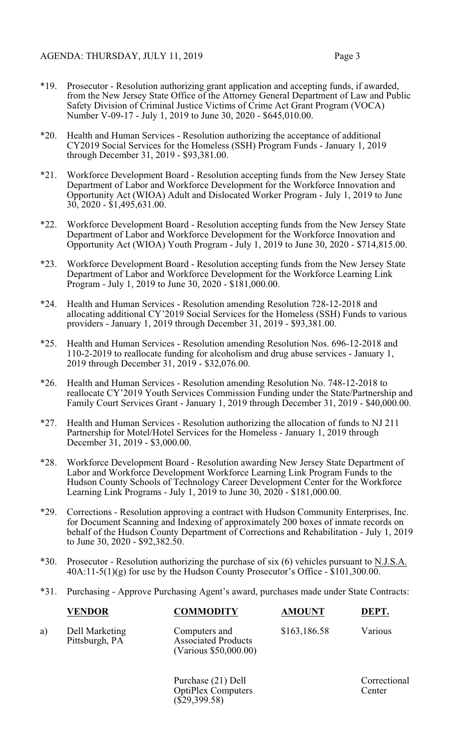*19. Prosecutor - Resolution authorizing grant application and accepting funds, if awarded, from the New Jersey State Office of the Attorney General Department of Law and Public Safety Division of Criminal Justice Victims of Crime Act Grant Program (VOCA) Number V-09-17 - July 1, 2019 to June 30, 2020 - $645,010.00.

*20. Health and Human Services - Resolution authorizing the acceptance of additional CY2019 Social Services for the Homeless (SSH) Program Funds - January 1, 2019 through December 31, 2019 - $93,381.00.

*21. Workforce Development Board - Resolution accepting funds from the New Jersey State Department of Labor and Workforce Development for the Workforce Innovation and Opportunity Act (WIOA) Adult and Dislocated Worker Program - July 1, 2019 to June 30, 2020 - $1,495,631.00.

*22. Workforce Development Board - Resolution accepting funds from the New Jersey State Department of Labor and Workforce Development for the Workforce Innovation and Opportunity Act (WIOA) Youth Program - July 1, 2019 to June 30, 2020 - $714,815.00.

*23. Workforce Development Board - Resolution accepting funds from the New Jersey State Department of Labor and Workforce Development for the Workforce Learning Link Program - July 1, 2019 to June 30, 2020 - $181,000.00.

*24. Health and Human Services - Resolution amending Resolution 728-12-2018 and allocating additional CY'2019 Social Services for the Homeless (SSH) Funds to various providers - January 1, 2019 through December 31, 2019 - $93,381.00.

*25. Health and Human Services - Resolution amending Resolution Nos. 696-12-2018 and 110-2-2019 to reallocate funding for alcoholism and drug abuse services - January 1, 2019 through December 31, 2019 - $32,076.00.

*26. Health and Human Services - Resolution amending Resolution No. 748-12-2018 to reallocate CY'2019 Youth Services Commission Funding under the State/Partnership and Family Court Services Grant - January 1, 2019 through December 31, 2019 - $40,000.00.

*27. Health and Human Services - Resolution authorizing the allocation of funds to NJ 211 Partnership for Motel/Hotel Services for the Homeless - January 1, 2019 through December 31, 2019 - $3,000.00.

*28. Workforce Development Board - Resolution awarding New Jersey State Department of Labor and Workforce Development Workforce Learning Link Program Funds to the Hudson County Schools of Technology Career Development Center for the Workforce Learning Link Programs - July 1, 2019 to June 30, 2020 - $181,000.00.

*29. Corrections - Resolution approving a contract with Hudson Community Enterprises, Inc. for Document Scanning and Indexing of approximately 200 boxes of inmate records on behalf of the Hudson County Department of Corrections and Rehabilitation - July 1, 2019 to June 30, 2020 - $92,382.50.

*30. Prosecutor - Resolution authorizing the purchase of six (6) vehicles pursuant to N.J.S.A. 40A:11-5(1)(g) for use by the Hudson County Prosecutor's Office - $101,300.00.

*31. Purchasing - Approve Purchasing Agent's award, purchases made under State Contracts:

| | **VENDOR** | **COMMODITY** | **AMOUNT** | **DEPT.** |
|---|---|---|---|---|
| a) | Dell Marketing Pittsburgh, PA | Computers and Associated Products (Various $50,000.00) | $163,186.58 | Various |
| | | Purchase (21) Dell OptiPlex Computers ($29,399.58) | | Correctional Center |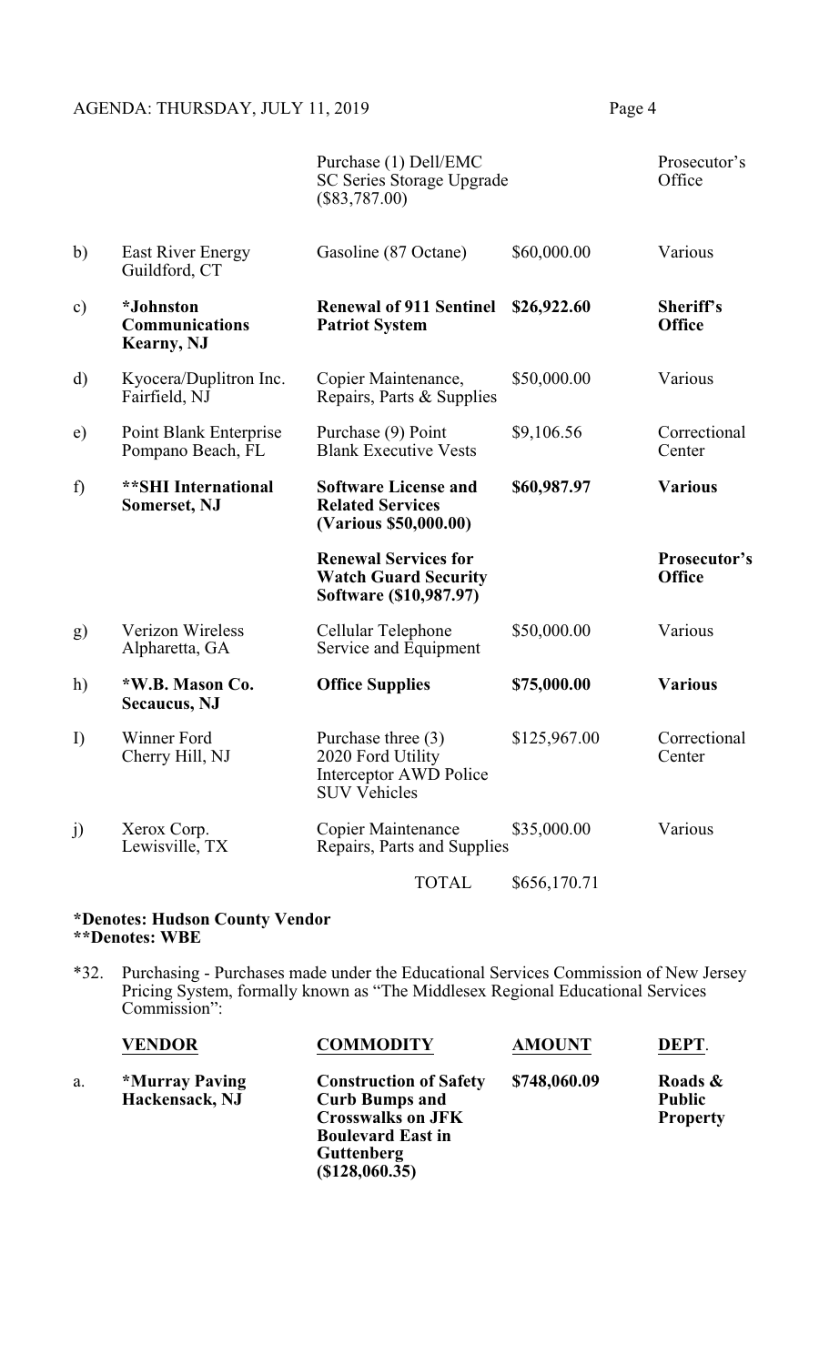| | | | | |
|---|---|---|---|---|
| | | Purchase (1) Dell/EMC SC Series Storage Upgrade ($83,787.00) | | Prosecutor's Office |
| b) | East River Energy<br>Guildford, CT | Gasoline (87 Octane) | $60,000.00 | Various |
| c) | **\*Johnston Communications<br>Kearny, NJ** | **Renewal of 911 Sentinel Patriot System** | **$26,922.60** | **Sheriff's Office** |
| d) | Kyocera/Duplitron Inc.<br>Fairfield, NJ | Copier Maintenance, Repairs, Parts & Supplies | $50,000.00 | Various |
| e) | Point Blank Enterprise<br>Pompano Beach, FL | Purchase (9) Point Blank Executive Vests | $9,106.56 | Correctional Center |
| f) | **\*\*SHI International<br>Somerset, NJ** | **Software License and Related Services (Various $50,000.00)** | **$60,987.97** | **Various** |
| | | **Renewal Services for Watch Guard Security Software ($10,987.97)** | | **Prosecutor's Office** |
| g) | Verizon Wireless<br>Alpharetta, GA | Cellular Telephone Service and Equipment | $50,000.00 | Various |
| h) | **\*W.B. Mason Co.<br>Secaucus, NJ** | **Office Supplies** | **$75,000.00** | **Various** |
| I) | Winner Ford<br>Cherry Hill, NJ | Purchase three (3) 2020 Ford Utility Interceptor AWD Police SUV Vehicles | $125,967.00 | Correctional Center |
| j) | Xerox Corp.<br>Lewisville, TX | Copier Maintenance Repairs, Parts and Supplies | $35,000.00 | Various |
| | | TOTAL | $656,170.71 | |

**\*Denotes: Hudson County Vendor**
**\*\*Denotes: WBE**

\*32. Purchasing - Purchases made under the Educational Services Commission of New Jersey Pricing System, formally known as "The Middlesex Regional Educational Services Commission":

| | VENDOR | COMMODITY | AMOUNT | DEPT. |
|---|---|---|---|---|
| a. | **\*Murray Paving<br>Hackensack, NJ** | **Construction of Safety Curb Bumps and Crosswalks on JFK Boulevard East in Guttenberg ($128,060.35)** | **$748,060.09** | **Roads & Public Property** |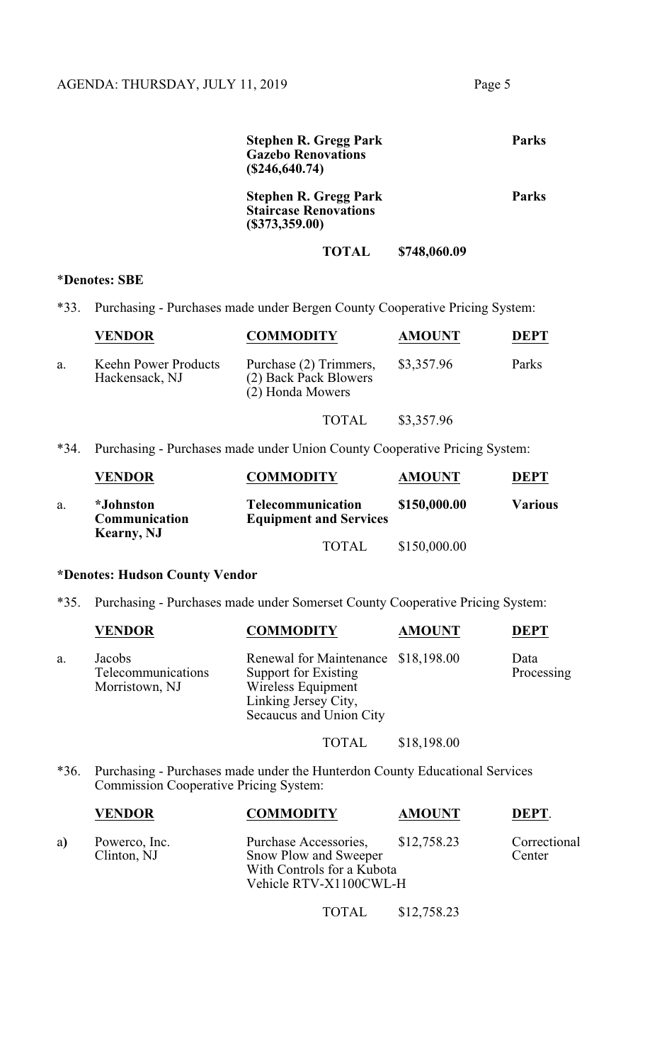| | | | |
|---|---|---|---|
| | **Stephen R. Gregg Park Gazebo Renovations ($246,640.74)** | | **Parks** |
| | **Stephen R. Gregg Park Staircase Renovations ($373,359.00)** | | **Parks** |
| | **TOTAL** | **$748,060.09** | |

**\*Denotes: SBE**

*33. Purchasing - Purchases made under Bergen County Cooperative Pricing System:

| | **VENDOR** | **COMMODITY** | **AMOUNT** | **DEPT** |
|---|---|---|---|---|
| a. | Keehn Power Products Hackensack, NJ | Purchase (2) Trimmers, (2) Back Pack Blowers (2) Honda Mowers | $3,357.96 | Parks |
| | | TOTAL | $3,357.96 | |

*34. Purchasing - Purchases made under Union County Cooperative Pricing System:

| | **VENDOR** | **COMMODITY** | **AMOUNT** | **DEPT** |
|---|---|---|---|---|
| a. | **\*Johnston Communication Kearny, NJ** | **Telecommunication Equipment and Services** | **$150,000.00** | **Various** |
| | | TOTAL | $150,000.00 | |

**\*Denotes: Hudson County Vendor**

*35. Purchasing - Purchases made under Somerset County Cooperative Pricing System:

| | **VENDOR** | **COMMODITY** | **AMOUNT** | **DEPT** |
|---|---|---|---|---|
| a. | Jacobs Telecommunications Morristown, NJ | Renewal for Maintenance Support for Existing Wireless Equipment Linking Jersey City, Secaucus and Union City | $18,198.00 | Data Processing |
| | | TOTAL | $18,198.00 | |

*36. Purchasing - Purchases made under the Hunterdon County Educational Services Commission Cooperative Pricing System:

| | **VENDOR** | **COMMODITY** | **AMOUNT** | **DEPT.** |
|---|---|---|---|---|
| a) | Powerco, Inc. Clinton, NJ | Purchase Accessories, Snow Plow and Sweeper With Controls for a Kubota Vehicle RTV-X1100CWL-H | $12,758.23 | Correctional Center |
| | | TOTAL | $12,758.23 | |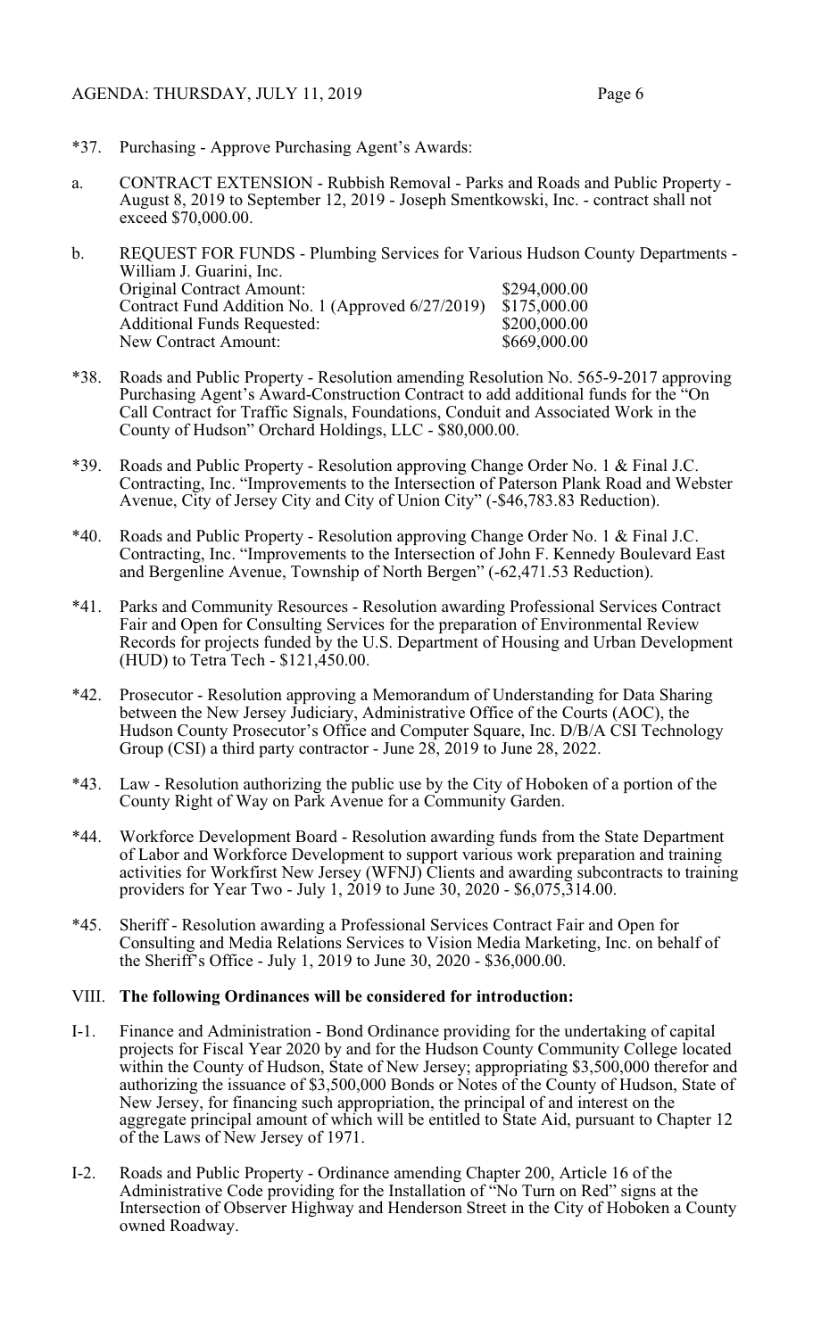*37. Purchasing - Approve Purchasing Agent's Awards:

a. CONTRACT EXTENSION - Rubbish Removal - Parks and Roads and Public Property - August 8, 2019 to September 12, 2019 - Joseph Smentkowski, Inc. - contract shall not exceed $70,000.00.

b. REQUEST FOR FUNDS - Plumbing Services for Various Hudson County Departments - William J. Guarini, Inc.

| | |
|---|---|
| Original Contract Amount: | $294,000.00 |
| Contract Fund Addition No. 1 (Approved 6/27/2019) | $175,000.00 |
| Additional Funds Requested: | $200,000.00 |
| New Contract Amount: | $669,000.00 |

*38. Roads and Public Property - Resolution amending Resolution No. 565-9-2017 approving Purchasing Agent's Award-Construction Contract to add additional funds for the "On Call Contract for Traffic Signals, Foundations, Conduit and Associated Work in the County of Hudson" Orchard Holdings, LLC - $80,000.00.

*39. Roads and Public Property - Resolution approving Change Order No. 1 & Final J.C. Contracting, Inc. "Improvements to the Intersection of Paterson Plank Road and Webster Avenue, City of Jersey City and City of Union City" (-$46,783.83 Reduction).

*40. Roads and Public Property - Resolution approving Change Order No. 1 & Final J.C. Contracting, Inc. "Improvements to the Intersection of John F. Kennedy Boulevard East and Bergenline Avenue, Township of North Bergen" (-62,471.53 Reduction).

*41. Parks and Community Resources - Resolution awarding Professional Services Contract Fair and Open for Consulting Services for the preparation of Environmental Review Records for projects funded by the U.S. Department of Housing and Urban Development (HUD) to Tetra Tech - $121,450.00.

*42. Prosecutor - Resolution approving a Memorandum of Understanding for Data Sharing between the New Jersey Judiciary, Administrative Office of the Courts (AOC), the Hudson County Prosecutor's Office and Computer Square, Inc. D/B/A CSI Technology Group (CSI) a third party contractor - June 28, 2019 to June 28, 2022.

*43. Law - Resolution authorizing the public use by the City of Hoboken of a portion of the County Right of Way on Park Avenue for a Community Garden.

*44. Workforce Development Board - Resolution awarding funds from the State Department of Labor and Workforce Development to support various work preparation and training activities for Workfirst New Jersey (WFNJ) Clients and awarding subcontracts to training providers for Year Two - July 1, 2019 to June 30, 2020 - $6,075,314.00.

*45. Sheriff - Resolution awarding a Professional Services Contract Fair and Open for Consulting and Media Relations Services to Vision Media Marketing, Inc. on behalf of the Sheriff's Office - July 1, 2019 to June 30, 2020 - $36,000.00.

VIII. **The following Ordinances will be considered for introduction:**

I-1. Finance and Administration - Bond Ordinance providing for the undertaking of capital projects for Fiscal Year 2020 by and for the Hudson County Community College located within the County of Hudson, State of New Jersey; appropriating $3,500,000 therefor and authorizing the issuance of $3,500,000 Bonds or Notes of the County of Hudson, State of New Jersey, for financing such appropriation, the principal of and interest on the aggregate principal amount of which will be entitled to State Aid, pursuant to Chapter 12 of the Laws of New Jersey of 1971.

I-2. Roads and Public Property - Ordinance amending Chapter 200, Article 16 of the Administrative Code providing for the Installation of "No Turn on Red" signs at the Intersection of Observer Highway and Henderson Street in the City of Hoboken a County owned Roadway.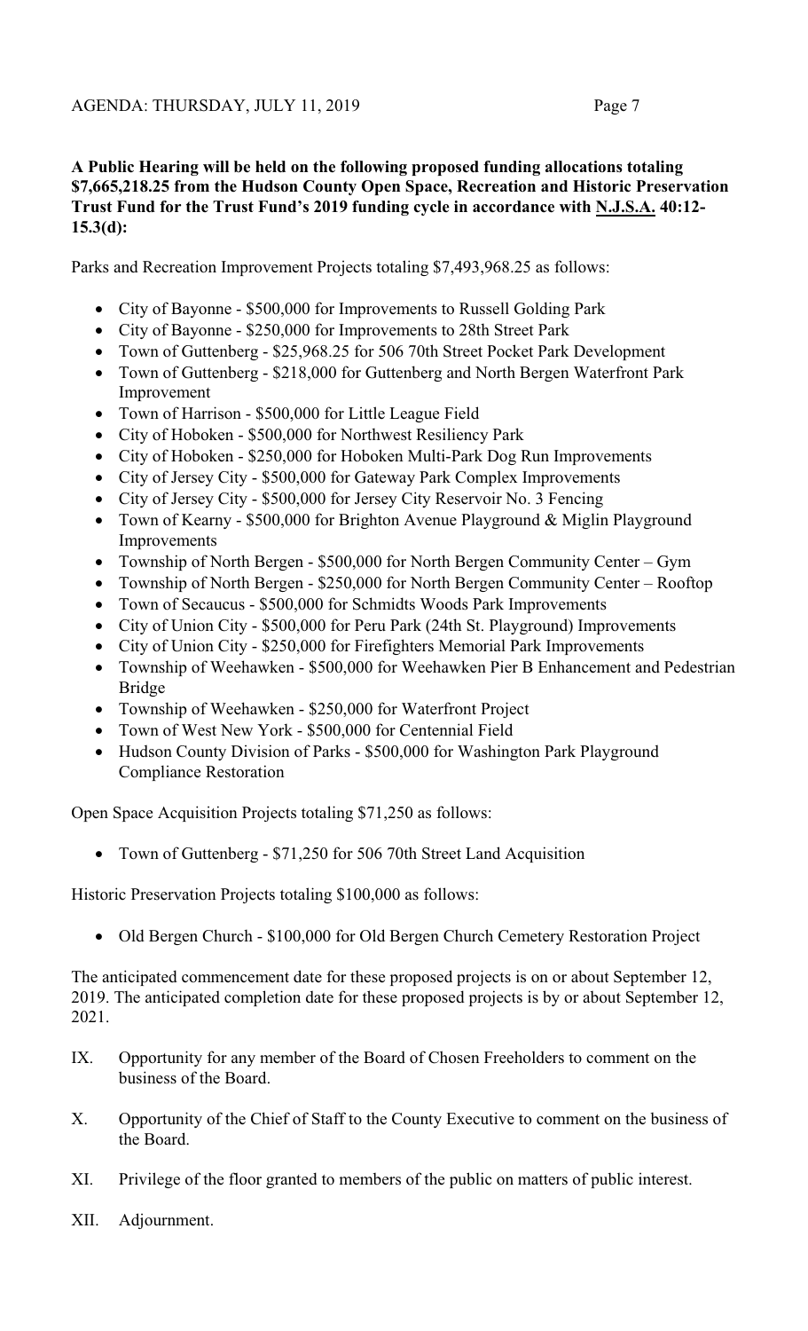**A Public Hearing will be held on the following proposed funding allocations totaling $7,665,218.25 from the Hudson County Open Space, Recreation and Historic Preservation Trust Fund for the Trust Fund's 2019 funding cycle in accordance with N.J.S.A. 40:12-15.3(d):**

Parks and Recreation Improvement Projects totaling $7,493,968.25 as follows:

- City of Bayonne - $500,000 for Improvements to Russell Golding Park
- City of Bayonne - $250,000 for Improvements to 28th Street Park
- Town of Guttenberg - $25,968.25 for 506 70th Street Pocket Park Development
- Town of Guttenberg - $218,000 for Guttenberg and North Bergen Waterfront Park Improvement
- Town of Harrison - $500,000 for Little League Field
- City of Hoboken - $500,000 for Northwest Resiliency Park
- City of Hoboken - $250,000 for Hoboken Multi-Park Dog Run Improvements
- City of Jersey City - $500,000 for Gateway Park Complex Improvements
- City of Jersey City - $500,000 for Jersey City Reservoir No. 3 Fencing
- Town of Kearny - $500,000 for Brighton Avenue Playground & Miglin Playground Improvements
- Township of North Bergen - $500,000 for North Bergen Community Center – Gym
- Township of North Bergen - $250,000 for North Bergen Community Center – Rooftop
- Town of Secaucus - $500,000 for Schmidts Woods Park Improvements
- City of Union City - $500,000 for Peru Park (24th St. Playground) Improvements
- City of Union City - $250,000 for Firefighters Memorial Park Improvements
- Township of Weehawken - $500,000 for Weehawken Pier B Enhancement and Pedestrian Bridge
- Township of Weehawken - $250,000 for Waterfront Project
- Town of West New York - $500,000 for Centennial Field
- Hudson County Division of Parks - $500,000 for Washington Park Playground Compliance Restoration

Open Space Acquisition Projects totaling $71,250 as follows:

- Town of Guttenberg - $71,250 for 506 70th Street Land Acquisition

Historic Preservation Projects totaling $100,000 as follows:

- Old Bergen Church - $100,000 for Old Bergen Church Cemetery Restoration Project

The anticipated commencement date for these proposed projects is on or about September 12, 2019. The anticipated completion date for these proposed projects is by or about September 12, 2021.

IX. Opportunity for any member of the Board of Chosen Freeholders to comment on the business of the Board.

X. Opportunity of the Chief of Staff to the County Executive to comment on the business of the Board.

XI. Privilege of the floor granted to members of the public on matters of public interest.

XII. Adjournment.